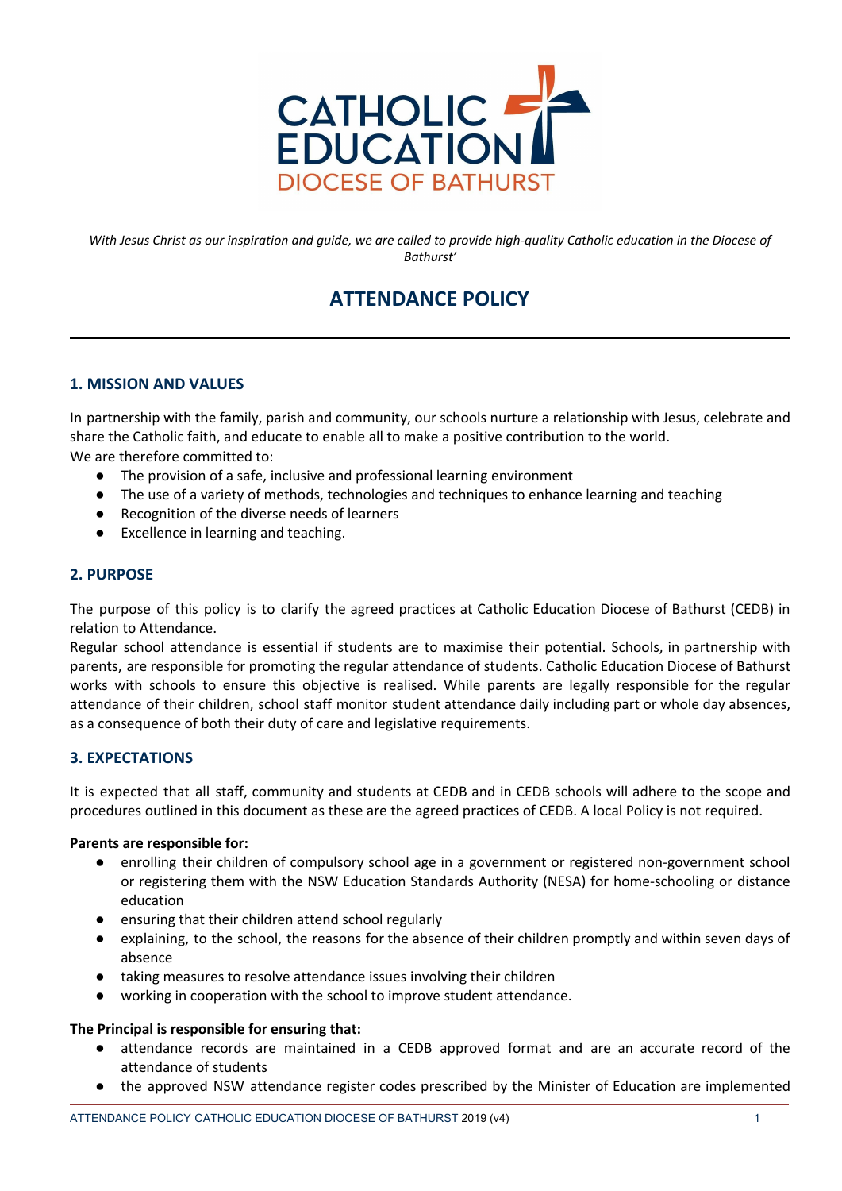CATHOLIC EDUCATION
DIOCESE OF BATHURST

*With Jesus Christ as our inspiration and guide, we are called to provide high-quality Catholic education in the Diocese of Bathurst'*

# ATTENDANCE POLICY

---

## 1. MISSION AND VALUES

In partnership with the family, parish and community, our schools nurture a relationship with Jesus, celebrate and share the Catholic faith, and educate to enable all to make a positive contribution to the world.
We are therefore committed to:

- The provision of a safe, inclusive and professional learning environment
- The use of a variety of methods, technologies and techniques to enhance learning and teaching
- Recognition of the diverse needs of learners
- Excellence in learning and teaching.

## 2. PURPOSE

The purpose of this policy is to clarify the agreed practices at Catholic Education Diocese of Bathurst (CEDB) in relation to Attendance.
Regular school attendance is essential if students are to maximise their potential. Schools, in partnership with parents, are responsible for promoting the regular attendance of students. Catholic Education Diocese of Bathurst works with schools to ensure this objective is realised. While parents are legally responsible for the regular attendance of their children, school staff monitor student attendance daily including part or whole day absences, as a consequence of both their duty of care and legislative requirements.

## 3. EXPECTATIONS

It is expected that all staff, community and students at CEDB and in CEDB schools will adhere to the scope and procedures outlined in this document as these are the agreed practices of CEDB. A local Policy is not required.

**Parents are responsible for:**

- enrolling their children of compulsory school age in a government or registered non-government school or registering them with the NSW Education Standards Authority (NESA) for home-schooling or distance education
- ensuring that their children attend school regularly
- explaining, to the school, the reasons for the absence of their children promptly and within seven days of absence
- taking measures to resolve attendance issues involving their children
- working in cooperation with the school to improve student attendance.

**The Principal is responsible for ensuring that:**

- attendance records are maintained in a CEDB approved format and are an accurate record of the attendance of students
- the approved NSW attendance register codes prescribed by the Minister of Education are implemented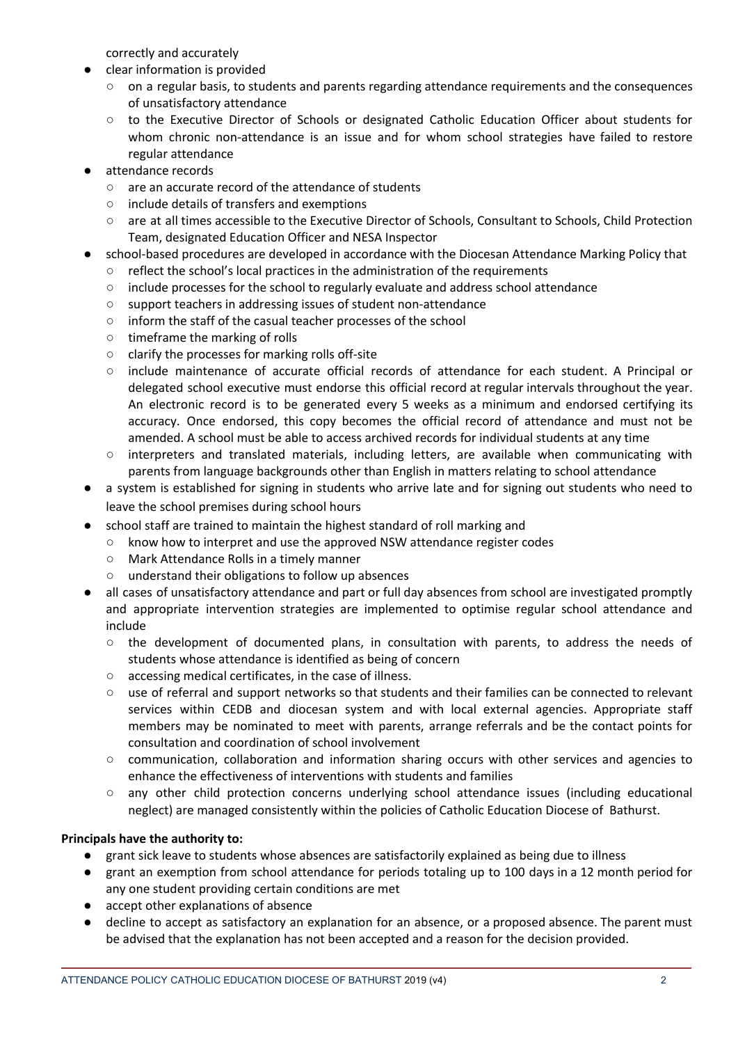correctly and accurately

- clear information is provided
  - on a regular basis, to students and parents regarding attendance requirements and the consequences of unsatisfactory attendance
  - to the Executive Director of Schools or designated Catholic Education Officer about students for whom chronic non-attendance is an issue and for whom school strategies have failed to restore regular attendance
- attendance records
  - are an accurate record of the attendance of students
  - include details of transfers and exemptions
  - are at all times accessible to the Executive Director of Schools, Consultant to Schools, Child Protection Team, designated Education Officer and NESA Inspector
- school-based procedures are developed in accordance with the Diocesan Attendance Marking Policy that
  - reflect the school's local practices in the administration of the requirements
  - include processes for the school to regularly evaluate and address school attendance
  - support teachers in addressing issues of student non-attendance
  - inform the staff of the casual teacher processes of the school
  - timeframe the marking of rolls
  - clarify the processes for marking rolls off-site
  - include maintenance of accurate official records of attendance for each student. A Principal or delegated school executive must endorse this official record at regular intervals throughout the year. An electronic record is to be generated every 5 weeks as a minimum and endorsed certifying its accuracy. Once endorsed, this copy becomes the official record of attendance and must not be amended. A school must be able to access archived records for individual students at any time
  - interpreters and translated materials, including letters, are available when communicating with parents from language backgrounds other than English in matters relating to school attendance
- a system is established for signing in students who arrive late and for signing out students who need to leave the school premises during school hours
- school staff are trained to maintain the highest standard of roll marking and
  - know how to interpret and use the approved NSW attendance register codes
  - Mark Attendance Rolls in a timely manner
  - understand their obligations to follow up absences
- all cases of unsatisfactory attendance and part or full day absences from school are investigated promptly and appropriate intervention strategies are implemented to optimise regular school attendance and include
  - the development of documented plans, in consultation with parents, to address the needs of students whose attendance is identified as being of concern
  - accessing medical certificates, in the case of illness.
  - use of referral and support networks so that students and their families can be connected to relevant services within CEDB and diocesan system and with local external agencies. Appropriate staff members may be nominated to meet with parents, arrange referrals and be the contact points for consultation and coordination of school involvement
  - communication, collaboration and information sharing occurs with other services and agencies to enhance the effectiveness of interventions with students and families
  - any other child protection concerns underlying school attendance issues (including educational neglect) are managed consistently within the policies of Catholic Education Diocese of Bathurst.

**Principals have the authority to:**

- grant sick leave to students whose absences are satisfactorily explained as being due to illness
- grant an exemption from school attendance for periods totaling up to 100 days in a 12 month period for any one student providing certain conditions are met
- accept other explanations of absence
- decline to accept as satisfactory an explanation for an absence, or a proposed absence. The parent must be advised that the explanation has not been accepted and a reason for the decision provided.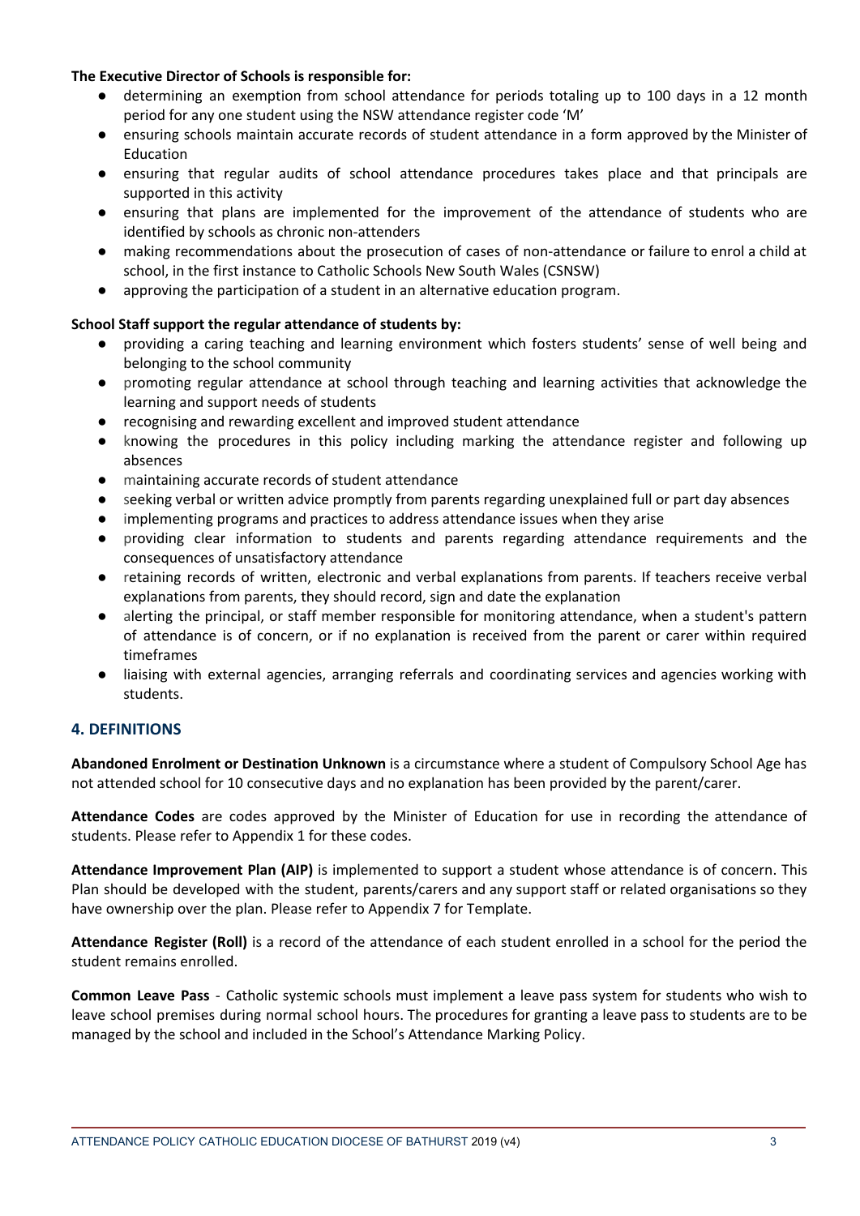**The Executive Director of Schools is responsible for:**

- determining an exemption from school attendance for periods totaling up to 100 days in a 12 month period for any one student using the NSW attendance register code 'M'
- ensuring schools maintain accurate records of student attendance in a form approved by the Minister of Education
- ensuring that regular audits of school attendance procedures takes place and that principals are supported in this activity
- ensuring that plans are implemented for the improvement of the attendance of students who are identified by schools as chronic non-attenders
- making recommendations about the prosecution of cases of non-attendance or failure to enrol a child at school, in the first instance to Catholic Schools New South Wales (CSNSW)
- approving the participation of a student in an alternative education program.

**School Staff support the regular attendance of students by:**

- providing a caring teaching and learning environment which fosters students' sense of well being and belonging to the school community
- promoting regular attendance at school through teaching and learning activities that acknowledge the learning and support needs of students
- recognising and rewarding excellent and improved student attendance
- knowing the procedures in this policy including marking the attendance register and following up absences
- maintaining accurate records of student attendance
- seeking verbal or written advice promptly from parents regarding unexplained full or part day absences
- implementing programs and practices to address attendance issues when they arise
- providing clear information to students and parents regarding attendance requirements and the consequences of unsatisfactory attendance
- retaining records of written, electronic and verbal explanations from parents. If teachers receive verbal explanations from parents, they should record, sign and date the explanation
- alerting the principal, or staff member responsible for monitoring attendance, when a student's pattern of attendance is of concern, or if no explanation is received from the parent or carer within required timeframes
- liaising with external agencies, arranging referrals and coordinating services and agencies working with students.

## 4. DEFINITIONS

**Abandoned Enrolment or Destination Unknown** is a circumstance where a student of Compulsory School Age has not attended school for 10 consecutive days and no explanation has been provided by the parent/carer.

**Attendance Codes** are codes approved by the Minister of Education for use in recording the attendance of students. Please refer to Appendix 1 for these codes.

**Attendance Improvement Plan (AIP)** is implemented to support a student whose attendance is of concern. This Plan should be developed with the student, parents/carers and any support staff or related organisations so they have ownership over the plan. Please refer to Appendix 7 for Template.

**Attendance Register (Roll)** is a record of the attendance of each student enrolled in a school for the period the student remains enrolled.

**Common Leave Pass** - Catholic systemic schools must implement a leave pass system for students who wish to leave school premises during normal school hours. The procedures for granting a leave pass to students are to be managed by the school and included in the School's Attendance Marking Policy.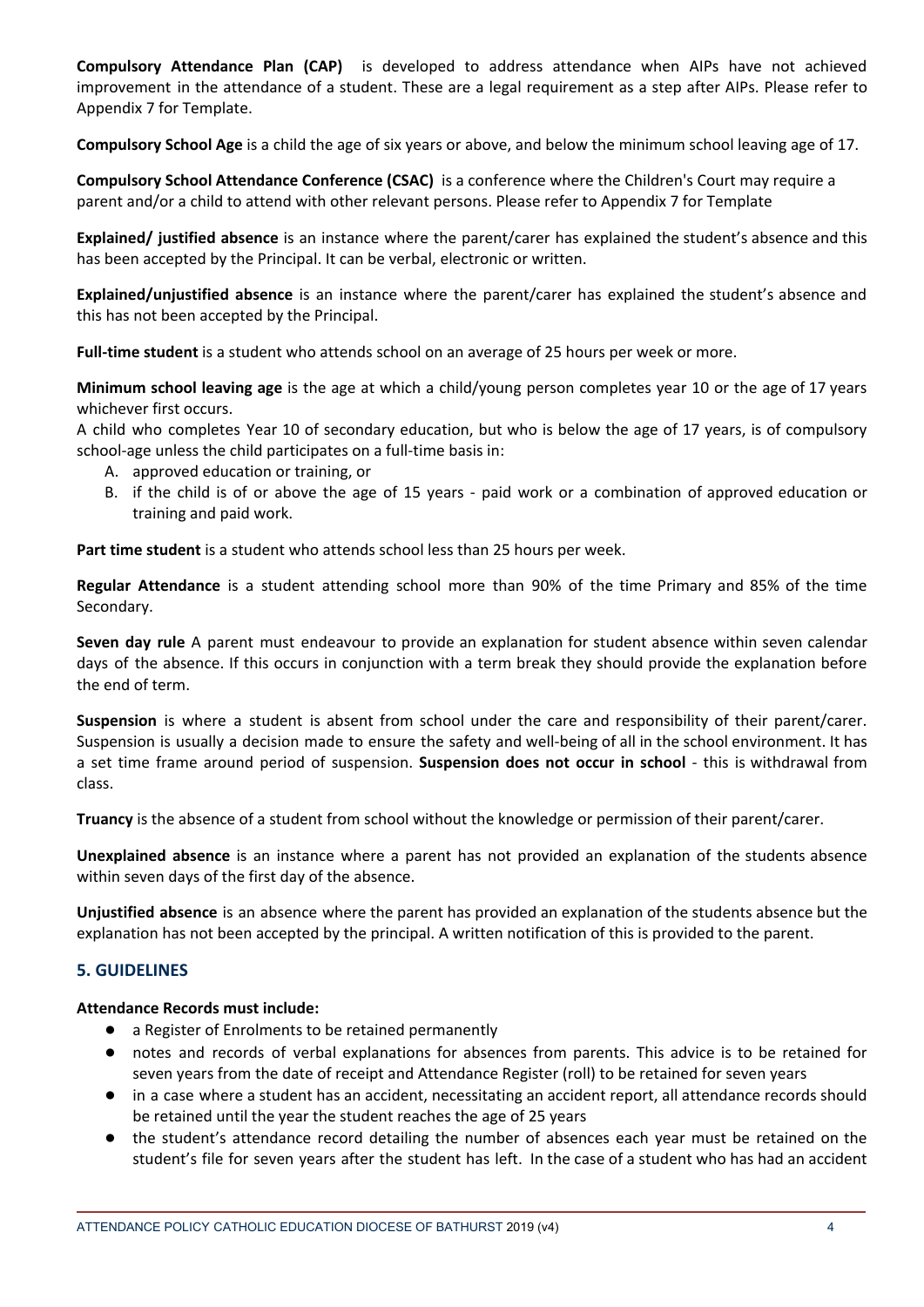**Compulsory Attendance Plan (CAP)** is developed to address attendance when AIPs have not achieved improvement in the attendance of a student. These are a legal requirement as a step after AIPs. Please refer to Appendix 7 for Template.

**Compulsory School Age** is a child the age of six years or above, and below the minimum school leaving age of 17.

**Compulsory School Attendance Conference (CSAC)** is a conference where the Children's Court may require a parent and/or a child to attend with other relevant persons. Please refer to Appendix 7 for Template

**Explained/ justified absence** is an instance where the parent/carer has explained the student's absence and this has been accepted by the Principal. It can be verbal, electronic or written.

**Explained/unjustified absence** is an instance where the parent/carer has explained the student's absence and this has not been accepted by the Principal.

**Full-time student** is a student who attends school on an average of 25 hours per week or more.

**Minimum school leaving age** is the age at which a child/young person completes year 10 or the age of 17 years whichever first occurs.

A child who completes Year 10 of secondary education, but who is below the age of 17 years, is of compulsory school-age unless the child participates on a full-time basis in:

A. approved education or training, or
B. if the child is of or above the age of 15 years - paid work or a combination of approved education or training and paid work.

**Part time student** is a student who attends school less than 25 hours per week.

**Regular Attendance** is a student attending school more than 90% of the time Primary and 85% of the time Secondary.

**Seven day rule** A parent must endeavour to provide an explanation for student absence within seven calendar days of the absence. If this occurs in conjunction with a term break they should provide the explanation before the end of term.

**Suspension** is where a student is absent from school under the care and responsibility of their parent/carer. Suspension is usually a decision made to ensure the safety and well-being of all in the school environment. It has a set time frame around period of suspension. **Suspension does not occur in school** - this is withdrawal from class.

**Truancy** is the absence of a student from school without the knowledge or permission of their parent/carer.

**Unexplained absence** is an instance where a parent has not provided an explanation of the students absence within seven days of the first day of the absence.

**Unjustified absence** is an absence where the parent has provided an explanation of the students absence but the explanation has not been accepted by the principal. A written notification of this is provided to the parent.

## 5. GUIDELINES

**Attendance Records must include:**

- a Register of Enrolments to be retained permanently
- notes and records of verbal explanations for absences from parents. This advice is to be retained for seven years from the date of receipt and Attendance Register (roll) to be retained for seven years
- in a case where a student has an accident, necessitating an accident report, all attendance records should be retained until the year the student reaches the age of 25 years
- the student's attendance record detailing the number of absences each year must be retained on the student's file for seven years after the student has left. In the case of a student who has had an accident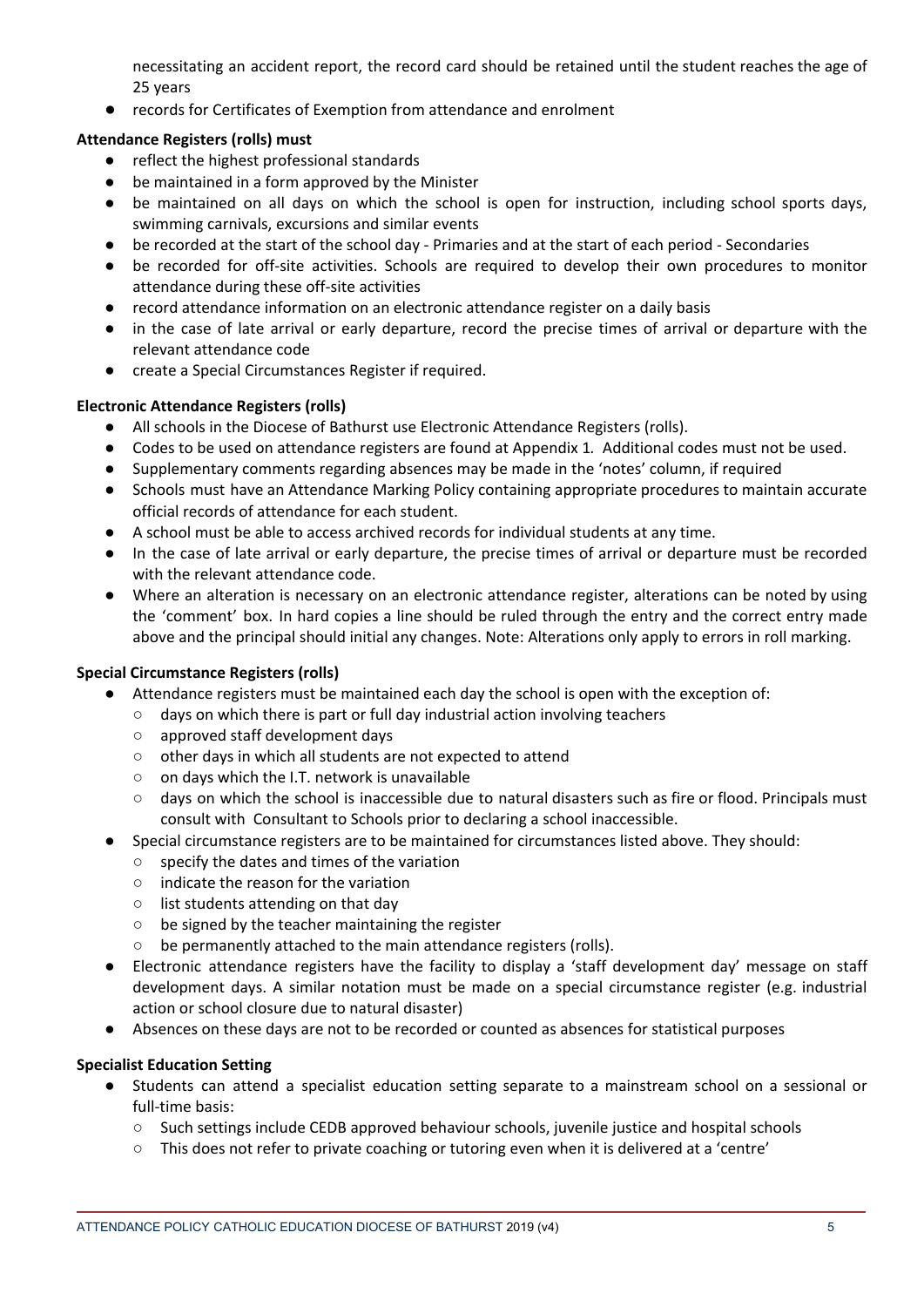necessitating an accident report, the record card should be retained until the student reaches the age of 25 years

- records for Certificates of Exemption from attendance and enrolment

**Attendance Registers (rolls) must**

- reflect the highest professional standards
- be maintained in a form approved by the Minister
- be maintained on all days on which the school is open for instruction, including school sports days, swimming carnivals, excursions and similar events
- be recorded at the start of the school day - Primaries and at the start of each period - Secondaries
- be recorded for off-site activities. Schools are required to develop their own procedures to monitor attendance during these off-site activities
- record attendance information on an electronic attendance register on a daily basis
- in the case of late arrival or early departure, record the precise times of arrival or departure with the relevant attendance code
- create a Special Circumstances Register if required.

**Electronic Attendance Registers (rolls)**

- All schools in the Diocese of Bathurst use Electronic Attendance Registers (rolls).
- Codes to be used on attendance registers are found at Appendix 1. Additional codes must not be used.
- Supplementary comments regarding absences may be made in the 'notes' column, if required
- Schools must have an Attendance Marking Policy containing appropriate procedures to maintain accurate official records of attendance for each student.
- A school must be able to access archived records for individual students at any time.
- In the case of late arrival or early departure, the precise times of arrival or departure must be recorded with the relevant attendance code.
- Where an alteration is necessary on an electronic attendance register, alterations can be noted by using the 'comment' box. In hard copies a line should be ruled through the entry and the correct entry made above and the principal should initial any changes. Note: Alterations only apply to errors in roll marking.

**Special Circumstance Registers (rolls)**

- Attendance registers must be maintained each day the school is open with the exception of:
  - days on which there is part or full day industrial action involving teachers
  - approved staff development days
  - other days in which all students are not expected to attend
  - on days which the I.T. network is unavailable
  - days on which the school is inaccessible due to natural disasters such as fire or flood. Principals must consult with Consultant to Schools prior to declaring a school inaccessible.
- Special circumstance registers are to be maintained for circumstances listed above. They should:
  - specify the dates and times of the variation
  - indicate the reason for the variation
  - list students attending on that day
  - be signed by the teacher maintaining the register
  - be permanently attached to the main attendance registers (rolls).
- Electronic attendance registers have the facility to display a 'staff development day' message on staff development days. A similar notation must be made on a special circumstance register (e.g. industrial action or school closure due to natural disaster)
- Absences on these days are not to be recorded or counted as absences for statistical purposes

**Specialist Education Setting**

- Students can attend a specialist education setting separate to a mainstream school on a sessional or full-time basis:
  - Such settings include CEDB approved behaviour schools, juvenile justice and hospital schools
  - This does not refer to private coaching or tutoring even when it is delivered at a 'centre'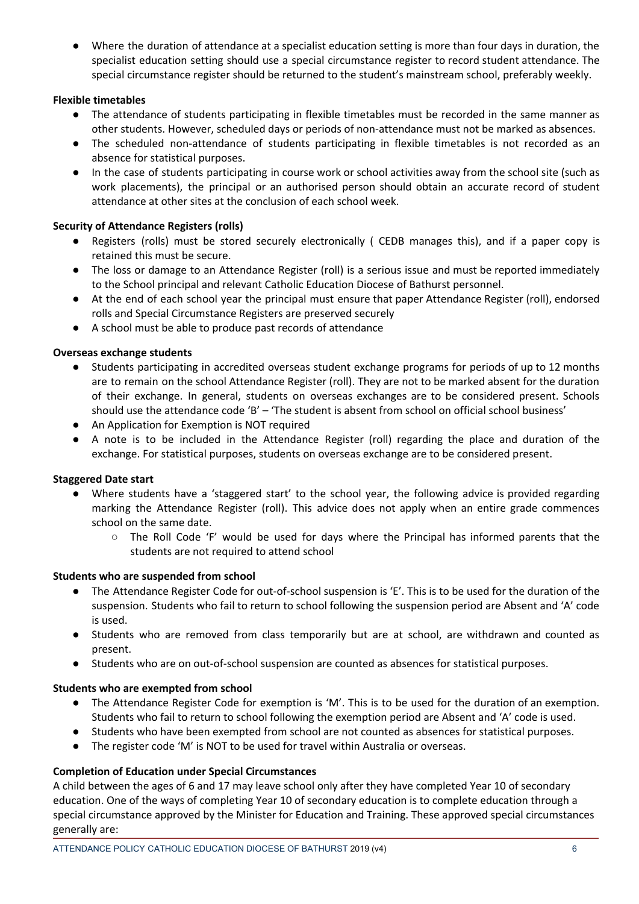- Where the duration of attendance at a specialist education setting is more than four days in duration, the specialist education setting should use a special circumstance register to record student attendance. The special circumstance register should be returned to the student's mainstream school, preferably weekly.

**Flexible timetables**

- The attendance of students participating in flexible timetables must be recorded in the same manner as other students. However, scheduled days or periods of non-attendance must not be marked as absences.
- The scheduled non-attendance of students participating in flexible timetables is not recorded as an absence for statistical purposes.
- In the case of students participating in course work or school activities away from the school site (such as work placements), the principal or an authorised person should obtain an accurate record of student attendance at other sites at the conclusion of each school week.

**Security of Attendance Registers (rolls)**

- Registers (rolls) must be stored securely electronically ( CEDB manages this), and if a paper copy is retained this must be secure.
- The loss or damage to an Attendance Register (roll) is a serious issue and must be reported immediately to the School principal and relevant Catholic Education Diocese of Bathurst personnel.
- At the end of each school year the principal must ensure that paper Attendance Register (roll), endorsed rolls and Special Circumstance Registers are preserved securely
- A school must be able to produce past records of attendance

**Overseas exchange students**

- Students participating in accredited overseas student exchange programs for periods of up to 12 months are to remain on the school Attendance Register (roll). They are not to be marked absent for the duration of their exchange. In general, students on overseas exchanges are to be considered present. Schools should use the attendance code 'B' – 'The student is absent from school on official school business'
- An Application for Exemption is NOT required
- A note is to be included in the Attendance Register (roll) regarding the place and duration of the exchange. For statistical purposes, students on overseas exchange are to be considered present.

**Staggered Date start**

- Where students have a 'staggered start' to the school year, the following advice is provided regarding marking the Attendance Register (roll). This advice does not apply when an entire grade commences school on the same date.
  - The Roll Code 'F' would be used for days where the Principal has informed parents that the students are not required to attend school

**Students who are suspended from school**

- The Attendance Register Code for out-of-school suspension is 'E'. This is to be used for the duration of the suspension. Students who fail to return to school following the suspension period are Absent and 'A' code is used.
- Students who are removed from class temporarily but are at school, are withdrawn and counted as present.
- Students who are on out-of-school suspension are counted as absences for statistical purposes.

**Students who are exempted from school**

- The Attendance Register Code for exemption is 'M'. This is to be used for the duration of an exemption. Students who fail to return to school following the exemption period are Absent and 'A' code is used.
- Students who have been exempted from school are not counted as absences for statistical purposes.
- The register code 'M' is NOT to be used for travel within Australia or overseas.

**Completion of Education under Special Circumstances**

A child between the ages of 6 and 17 may leave school only after they have completed Year 10 of secondary education. One of the ways of completing Year 10 of secondary education is to complete education through a special circumstance approved by the Minister for Education and Training. These approved special circumstances generally are: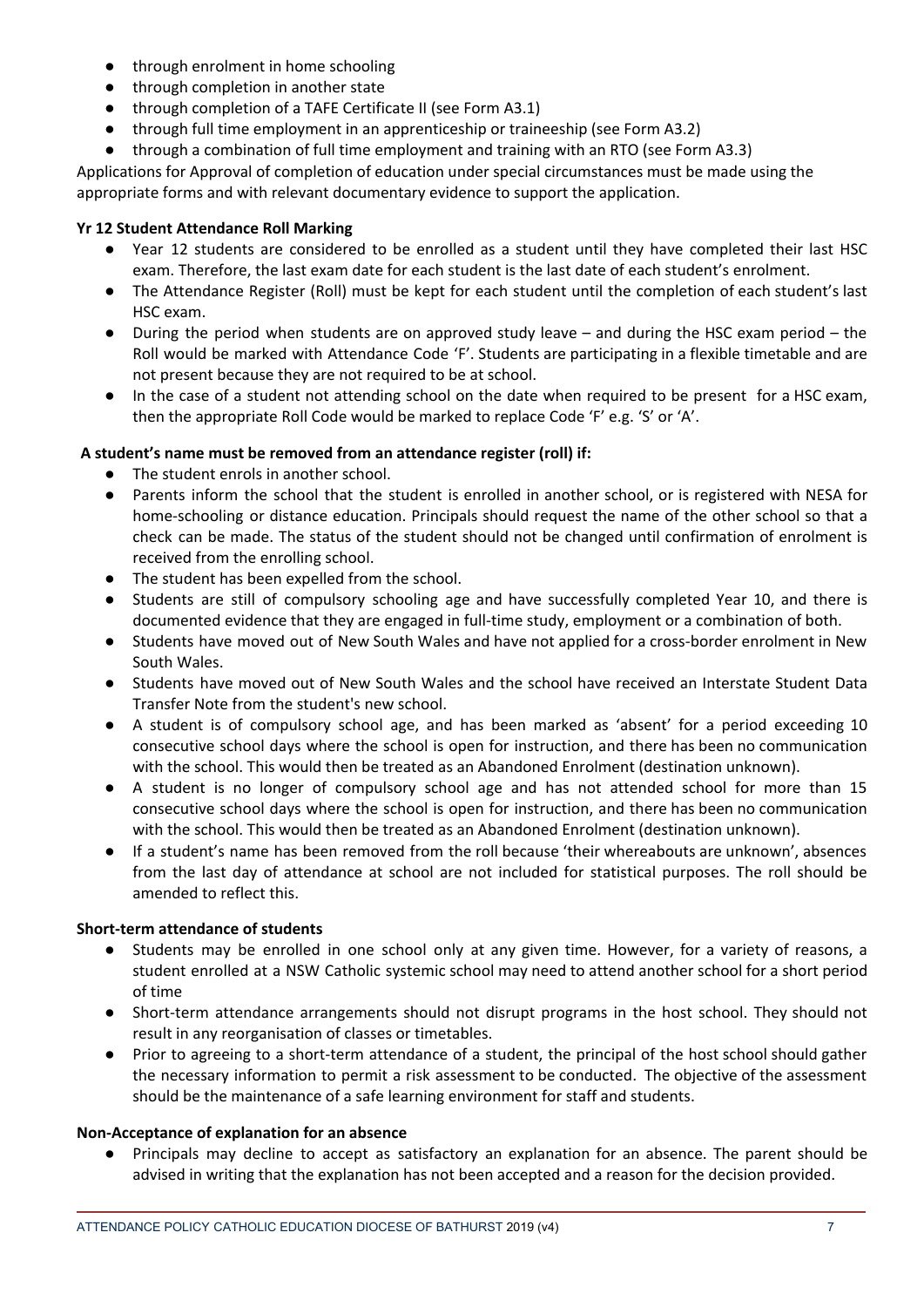- through enrolment in home schooling
- through completion in another state
- through completion of a TAFE Certificate II (see Form A3.1)
- through full time employment in an apprenticeship or traineeship (see Form A3.2)
- through a combination of full time employment and training with an RTO (see Form A3.3)

Applications for Approval of completion of education under special circumstances must be made using the appropriate forms and with relevant documentary evidence to support the application.

**Yr 12 Student Attendance Roll Marking**

- Year 12 students are considered to be enrolled as a student until they have completed their last HSC exam. Therefore, the last exam date for each student is the last date of each student's enrolment.
- The Attendance Register (Roll) must be kept for each student until the completion of each student's last HSC exam.
- During the period when students are on approved study leave – and during the HSC exam period – the Roll would be marked with Attendance Code 'F'. Students are participating in a flexible timetable and are not present because they are not required to be at school.
- In the case of a student not attending school on the date when required to be present for a HSC exam, then the appropriate Roll Code would be marked to replace Code 'F' e.g. 'S' or 'A'.

**A student's name must be removed from an attendance register (roll) if:**

- The student enrols in another school.
- Parents inform the school that the student is enrolled in another school, or is registered with NESA for home-schooling or distance education. Principals should request the name of the other school so that a check can be made. The status of the student should not be changed until confirmation of enrolment is received from the enrolling school.
- The student has been expelled from the school.
- Students are still of compulsory schooling age and have successfully completed Year 10, and there is documented evidence that they are engaged in full-time study, employment or a combination of both.
- Students have moved out of New South Wales and have not applied for a cross-border enrolment in New South Wales.
- Students have moved out of New South Wales and the school have received an Interstate Student Data Transfer Note from the student's new school.
- A student is of compulsory school age, and has been marked as 'absent' for a period exceeding 10 consecutive school days where the school is open for instruction, and there has been no communication with the school. This would then be treated as an Abandoned Enrolment (destination unknown).
- A student is no longer of compulsory school age and has not attended school for more than 15 consecutive school days where the school is open for instruction, and there has been no communication with the school. This would then be treated as an Abandoned Enrolment (destination unknown).
- If a student's name has been removed from the roll because 'their whereabouts are unknown', absences from the last day of attendance at school are not included for statistical purposes. The roll should be amended to reflect this.

**Short-term attendance of students**

- Students may be enrolled in one school only at any given time. However, for a variety of reasons, a student enrolled at a NSW Catholic systemic school may need to attend another school for a short period of time
- Short-term attendance arrangements should not disrupt programs in the host school. They should not result in any reorganisation of classes or timetables.
- Prior to agreeing to a short-term attendance of a student, the principal of the host school should gather the necessary information to permit a risk assessment to be conducted. The objective of the assessment should be the maintenance of a safe learning environment for staff and students.

**Non-Acceptance of explanation for an absence**

- Principals may decline to accept as satisfactory an explanation for an absence. The parent should be advised in writing that the explanation has not been accepted and a reason for the decision provided.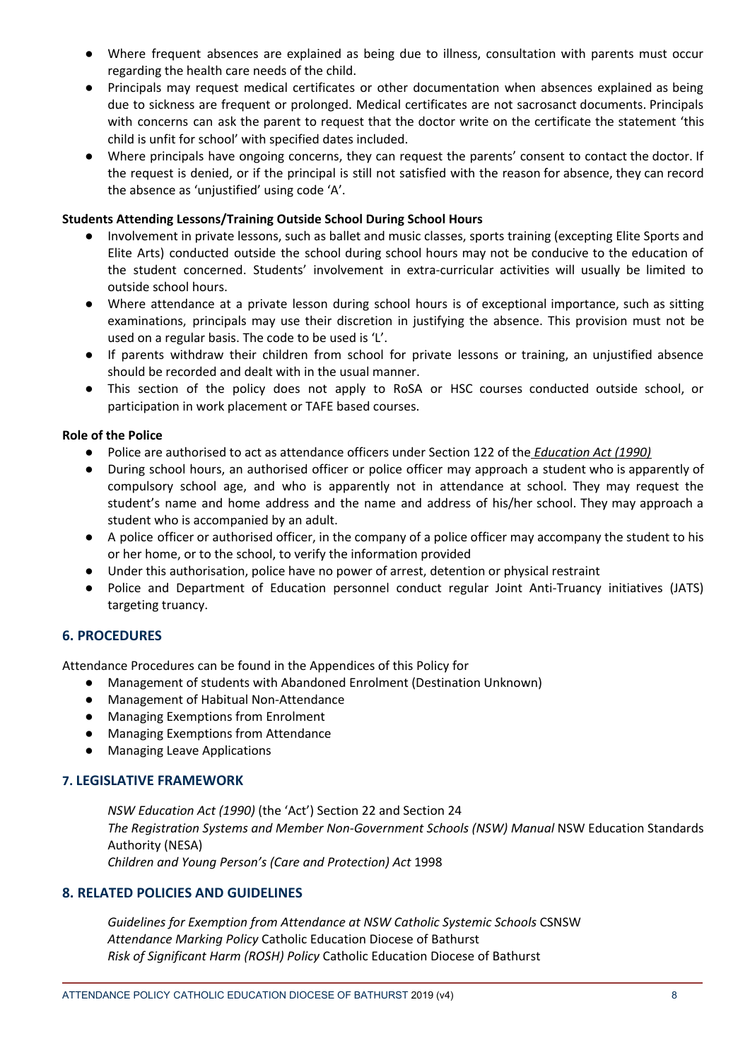- Where frequent absences are explained as being due to illness, consultation with parents must occur regarding the health care needs of the child.
- Principals may request medical certificates or other documentation when absences explained as being due to sickness are frequent or prolonged. Medical certificates are not sacrosanct documents. Principals with concerns can ask the parent to request that the doctor write on the certificate the statement 'this child is unfit for school' with specified dates included.
- Where principals have ongoing concerns, they can request the parents' consent to contact the doctor. If the request is denied, or if the principal is still not satisfied with the reason for absence, they can record the absence as 'unjustified' using code 'A'.

**Students Attending Lessons/Training Outside School During School Hours**

- Involvement in private lessons, such as ballet and music classes, sports training (excepting Elite Sports and Elite Arts) conducted outside the school during school hours may not be conducive to the education of the student concerned. Students' involvement in extra-curricular activities will usually be limited to outside school hours.
- Where attendance at a private lesson during school hours is of exceptional importance, such as sitting examinations, principals may use their discretion in justifying the absence. This provision must not be used on a regular basis. The code to be used is 'L'.
- If parents withdraw their children from school for private lessons or training, an unjustified absence should be recorded and dealt with in the usual manner.
- This section of the policy does not apply to RoSA or HSC courses conducted outside school, or participation in work placement or TAFE based courses.

**Role of the Police**

- Police are authorised to act as attendance officers under Section 122 of the *Education Act (1990)*
- During school hours, an authorised officer or police officer may approach a student who is apparently of compulsory school age, and who is apparently not in attendance at school. They may request the student's name and home address and the name and address of his/her school. They may approach a student who is accompanied by an adult.
- A police officer or authorised officer, in the company of a police officer may accompany the student to his or her home, or to the school, to verify the information provided
- Under this authorisation, police have no power of arrest, detention or physical restraint
- Police and Department of Education personnel conduct regular Joint Anti-Truancy initiatives (JATS) targeting truancy.

## 6. PROCEDURES

Attendance Procedures can be found in the Appendices of this Policy for

- Management of students with Abandoned Enrolment (Destination Unknown)
- Management of Habitual Non-Attendance
- Managing Exemptions from Enrolment
- Managing Exemptions from Attendance
- Managing Leave Applications

## 7. LEGISLATIVE FRAMEWORK

*NSW Education Act (1990)* (the 'Act') Section 22 and Section 24
*The Registration Systems and Member Non-Government Schools (NSW) Manual* NSW Education Standards Authority (NESA)
*Children and Young Person's (Care and Protection) Act* 1998

## 8. RELATED POLICIES AND GUIDELINES

*Guidelines for Exemption from Attendance at NSW Catholic Systemic Schools* CSNSW
*Attendance Marking Policy* Catholic Education Diocese of Bathurst
*Risk of Significant Harm (ROSH) Policy* Catholic Education Diocese of Bathurst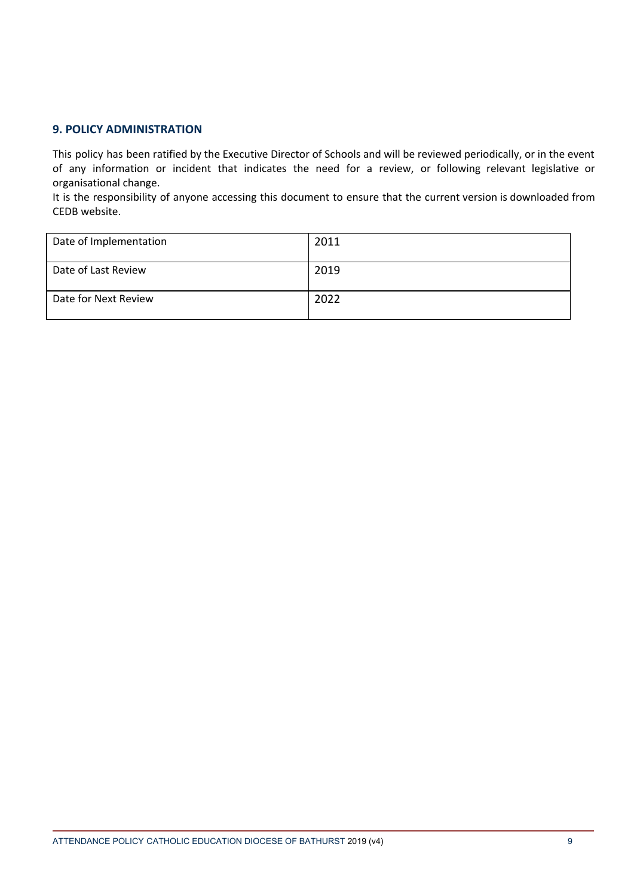## 9. POLICY ADMINISTRATION

This policy has been ratified by the Executive Director of Schools and will be reviewed periodically, or in the event of any information or incident that indicates the need for a review, or following relevant legislative or organisational change.
It is the responsibility of anyone accessing this document to ensure that the current version is downloaded from CEDB website.

| Date of Implementation | 2011 |
|---|---|
| Date of Last Review | 2019 |
| Date for Next Review | 2022 |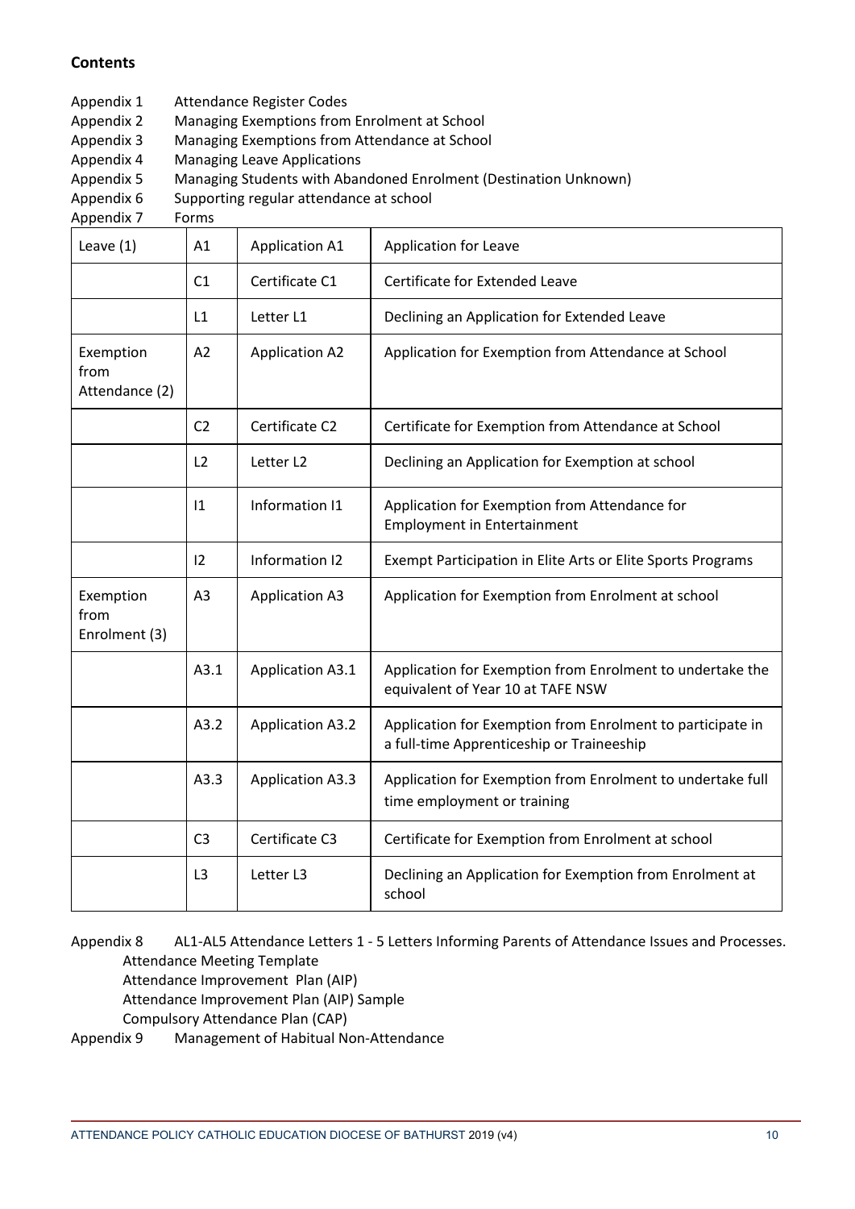**Contents**

Appendix 1 Attendance Register Codes
Appendix 2 Managing Exemptions from Enrolment at School
Appendix 3 Managing Exemptions from Attendance at School
Appendix 4 Managing Leave Applications
Appendix 5 Managing Students with Abandoned Enrolment (Destination Unknown)
Appendix 6 Supporting regular attendance at school
Appendix 7 Forms

| | | | |
|---|---|---|---|
| Leave (1) | A1 | Application A1 | Application for Leave |
| | C1 | Certificate C1 | Certificate for Extended Leave |
| | L1 | Letter L1 | Declining an Application for Extended Leave |
| Exemption from Attendance (2) | A2 | Application A2 | Application for Exemption from Attendance at School |
| | C2 | Certificate C2 | Certificate for Exemption from Attendance at School |
| | L2 | Letter L2 | Declining an Application for Exemption at school |
| | I1 | Information I1 | Application for Exemption from Attendance for Employment in Entertainment |
| | I2 | Information I2 | Exempt Participation in Elite Arts or Elite Sports Programs |
| Exemption from Enrolment (3) | A3 | Application A3 | Application for Exemption from Enrolment at school |
| | A3.1 | Application A3.1 | Application for Exemption from Enrolment to undertake the equivalent of Year 10 at TAFE NSW |
| | A3.2 | Application A3.2 | Application for Exemption from Enrolment to participate in a full-time Apprenticeship or Traineeship |
| | A3.3 | Application A3.3 | Application for Exemption from Enrolment to undertake full time employment or training |
| | C3 | Certificate C3 | Certificate for Exemption from Enrolment at school |
| | L3 | Letter L3 | Declining an Application for Exemption from Enrolment at school |

Appendix 8 AL1-AL5 Attendance Letters 1 - 5 Letters Informing Parents of Attendance Issues and Processes.
Attendance Meeting Template
Attendance Improvement Plan (AIP)
Attendance Improvement Plan (AIP) Sample
Compulsory Attendance Plan (CAP)

Appendix 9 Management of Habitual Non-Attendance